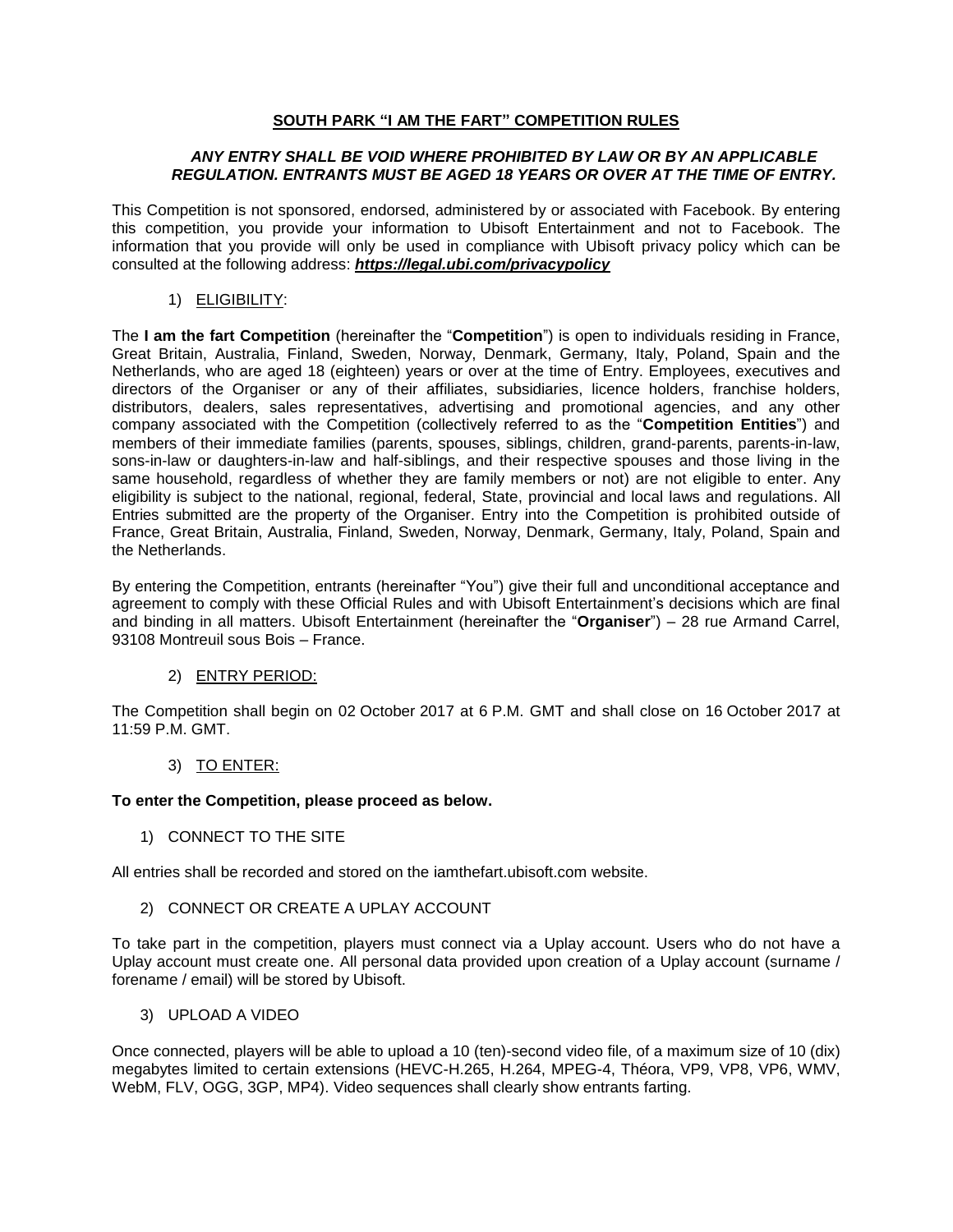# SOUTH PARK "I AM THE FART" COMPETITION RULES

***ANY ENTRY SHALL BE VOID WHERE PROHIBITED BY LAW OR BY AN APPLICABLE REGULATION. ENTRANTS MUST BE AGED 18 YEARS OR OVER AT THE TIME OF ENTRY.***

This Competition is not sponsored, endorsed, administered by or associated with Facebook. By entering this competition, you provide your information to Ubisoft Entertainment and not to Facebook. The information that you provide will only be used in compliance with Ubisoft privacy policy which can be consulted at the following address: ***https://legal.ubi.com/privacypolicy***

## 1) ELIGIBILITY:

The **I am the fart Competition** (hereinafter the "**Competition**") is open to individuals residing in France, Great Britain, Australia, Finland, Sweden, Norway, Denmark, Germany, Italy, Poland, Spain and the Netherlands, who are aged 18 (eighteen) years or over at the time of Entry. Employees, executives and directors of the Organiser or any of their affiliates, subsidiaries, licence holders, franchise holders, distributors, dealers, sales representatives, advertising and promotional agencies, and any other company associated with the Competition (collectively referred to as the "**Competition Entities**") and members of their immediate families (parents, spouses, siblings, children, grand-parents, parents-in-law, sons-in-law or daughters-in-law and half-siblings, and their respective spouses and those living in the same household, regardless of whether they are family members or not) are not eligible to enter. Any eligibility is subject to the national, regional, federal, State, provincial and local laws and regulations. All Entries submitted are the property of the Organiser. Entry into the Competition is prohibited outside of France, Great Britain, Australia, Finland, Sweden, Norway, Denmark, Germany, Italy, Poland, Spain and the Netherlands.

By entering the Competition, entrants (hereinafter "You") give their full and unconditional acceptance and agreement to comply with these Official Rules and with Ubisoft Entertainment's decisions which are final and binding in all matters. Ubisoft Entertainment (hereinafter the "**Organiser**") – 28 rue Armand Carrel, 93108 Montreuil sous Bois – France.

## 2) ENTRY PERIOD:

The Competition shall begin on 02 October 2017 at 6 P.M. GMT and shall close on 16 October 2017 at 11:59 P.M. GMT.

## 3) TO ENTER:

**To enter the Competition, please proceed as below.**

1) CONNECT TO THE SITE

All entries shall be recorded and stored on the iamthefart.ubisoft.com website.

2) CONNECT OR CREATE A UPLAY ACCOUNT

To take part in the competition, players must connect via a Uplay account. Users who do not have a Uplay account must create one. All personal data provided upon creation of a Uplay account (surname / forename / email) will be stored by Ubisoft.

3) UPLOAD A VIDEO

Once connected, players will be able to upload a 10 (ten)-second video file, of a maximum size of 10 (dix) megabytes limited to certain extensions (HEVC-H.265, H.264, MPEG-4, Théora, VP9, VP8, VP6, WMV, WebM, FLV, OGG, 3GP, MP4). Video sequences shall clearly show entrants farting.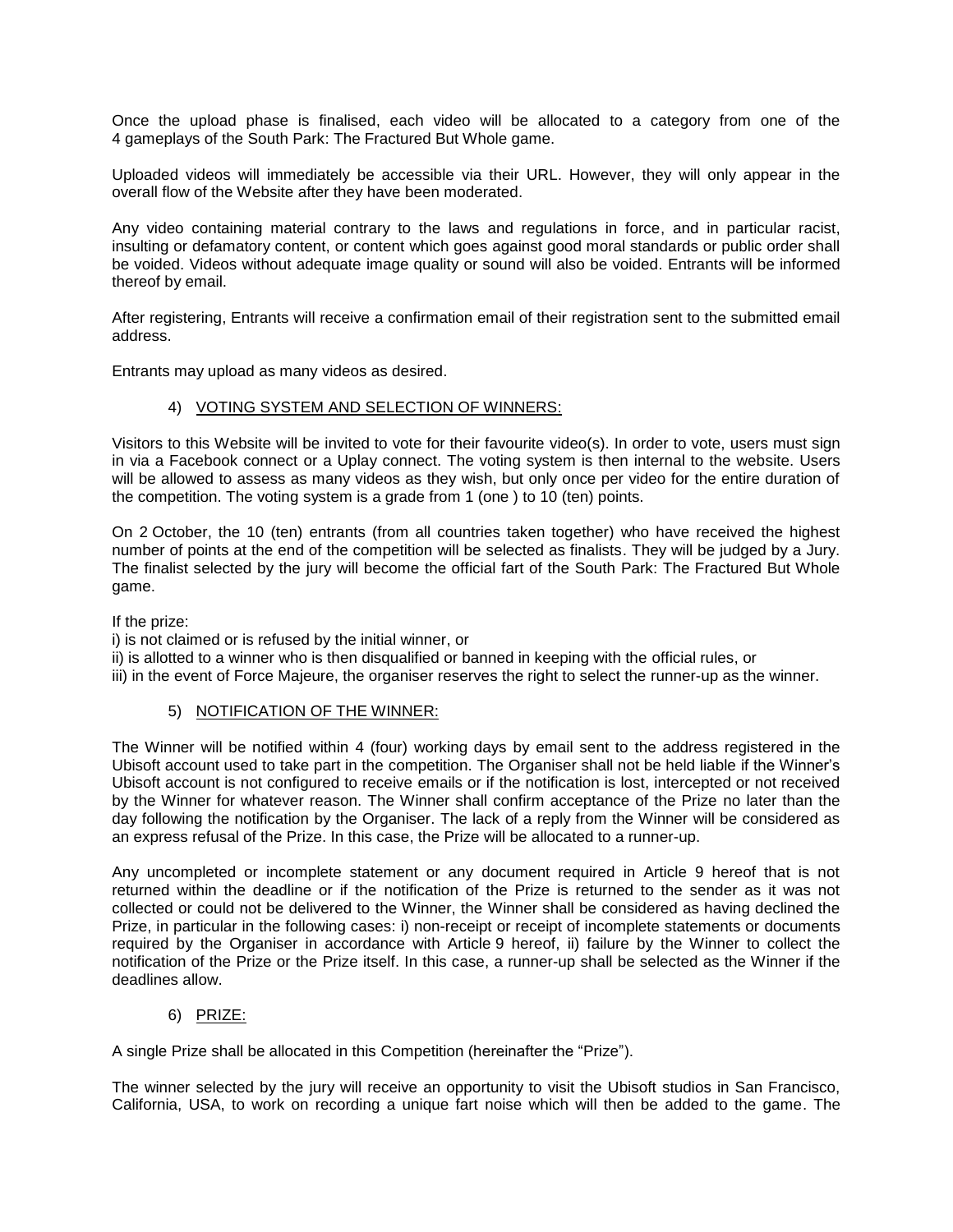Once the upload phase is finalised, each video will be allocated to a category from one of the 4 gameplays of the South Park: The Fractured But Whole game.

Uploaded videos will immediately be accessible via their URL. However, they will only appear in the overall flow of the Website after they have been moderated.

Any video containing material contrary to the laws and regulations in force, and in particular racist, insulting or defamatory content, or content which goes against good moral standards or public order shall be voided. Videos without adequate image quality or sound will also be voided. Entrants will be informed thereof by email.

After registering, Entrants will receive a confirmation email of their registration sent to the submitted email address.

Entrants may upload as many videos as desired.

## 4) VOTING SYSTEM AND SELECTION OF WINNERS:

Visitors to this Website will be invited to vote for their favourite video(s). In order to vote, users must sign in via a Facebook connect or a Uplay connect. The voting system is then internal to the website. Users will be allowed to assess as many videos as they wish, but only once per video for the entire duration of the competition. The voting system is a grade from 1 (one ) to 10 (ten) points.

On 2 October, the 10 (ten) entrants (from all countries taken together) who have received the highest number of points at the end of the competition will be selected as finalists. They will be judged by a Jury. The finalist selected by the jury will become the official fart of the South Park: The Fractured But Whole game.

If the prize:

i) is not claimed or is refused by the initial winner, or
ii) is allotted to a winner who is then disqualified or banned in keeping with the official rules, or
iii) in the event of Force Majeure, the organiser reserves the right to select the runner-up as the winner.

## 5) NOTIFICATION OF THE WINNER:

The Winner will be notified within 4 (four) working days by email sent to the address registered in the Ubisoft account used to take part in the competition. The Organiser shall not be held liable if the Winner's Ubisoft account is not configured to receive emails or if the notification is lost, intercepted or not received by the Winner for whatever reason. The Winner shall confirm acceptance of the Prize no later than the day following the notification by the Organiser. The lack of a reply from the Winner will be considered as an express refusal of the Prize. In this case, the Prize will be allocated to a runner-up.

Any uncompleted or incomplete statement or any document required in Article 9 hereof that is not returned within the deadline or if the notification of the Prize is returned to the sender as it was not collected or could not be delivered to the Winner, the Winner shall be considered as having declined the Prize, in particular in the following cases: i) non-receipt or receipt of incomplete statements or documents required by the Organiser in accordance with Article 9 hereof, ii) failure by the Winner to collect the notification of the Prize or the Prize itself. In this case, a runner-up shall be selected as the Winner if the deadlines allow.

## 6) PRIZE:

A single Prize shall be allocated in this Competition (hereinafter the "Prize").

The winner selected by the jury will receive an opportunity to visit the Ubisoft studios in San Francisco, California, USA, to work on recording a unique fart noise which will then be added to the game. The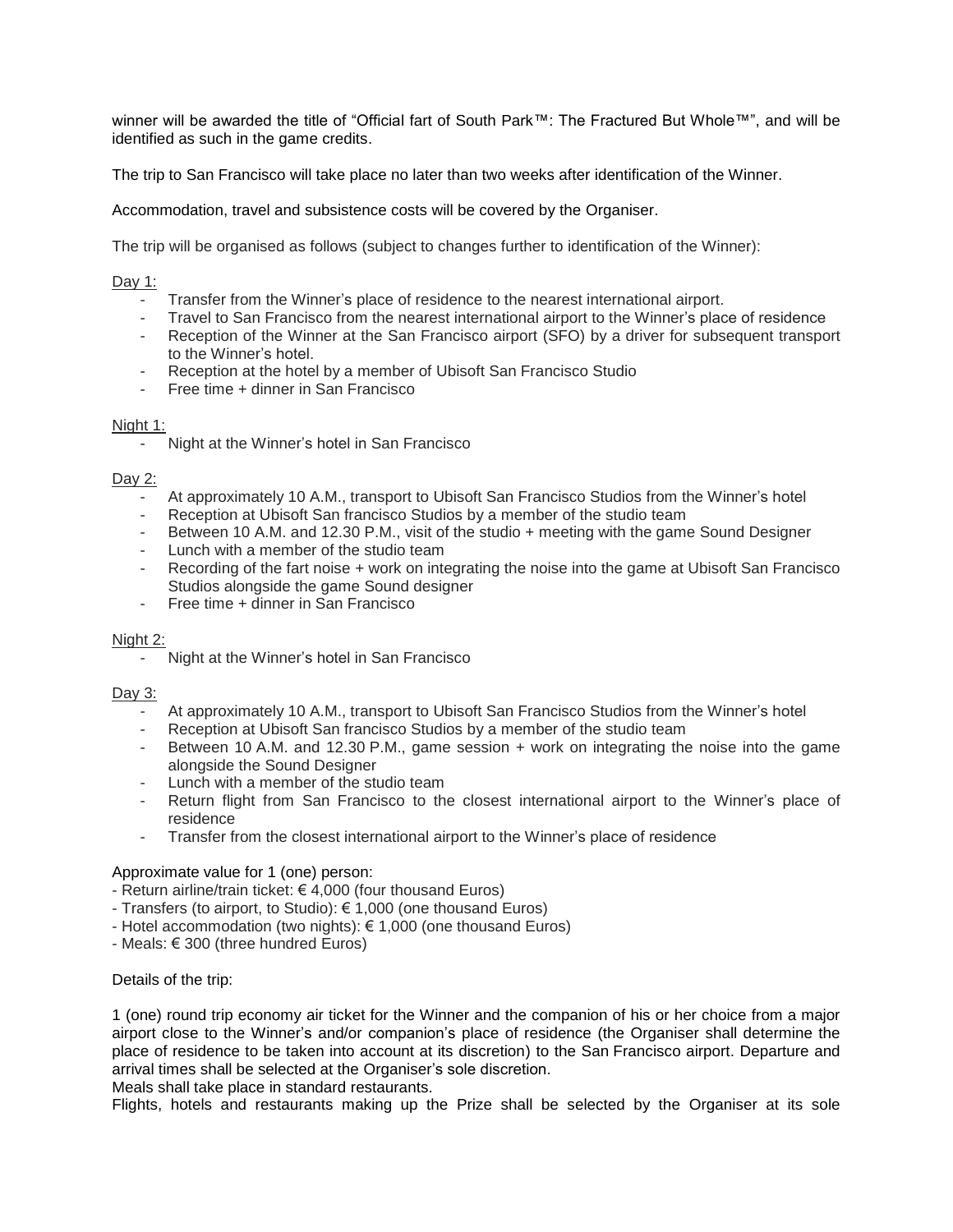winner will be awarded the title of "Official fart of South Park™: The Fractured But Whole™", and will be identified as such in the game credits.

The trip to San Francisco will take place no later than two weeks after identification of the Winner.

Accommodation, travel and subsistence costs will be covered by the Organiser.

The trip will be organised as follows (subject to changes further to identification of the Winner):

Day 1:

- Transfer from the Winner's place of residence to the nearest international airport.
- Travel to San Francisco from the nearest international airport to the Winner's place of residence
- Reception of the Winner at the San Francisco airport (SFO) by a driver for subsequent transport to the Winner's hotel.
- Reception at the hotel by a member of Ubisoft San Francisco Studio
- Free time + dinner in San Francisco

Night 1:

- Night at the Winner's hotel in San Francisco

Day 2:

- At approximately 10 A.M., transport to Ubisoft San Francisco Studios from the Winner's hotel
- Reception at Ubisoft San francisco Studios by a member of the studio team
- Between 10 A.M. and 12.30 P.M., visit of the studio + meeting with the game Sound Designer
- Lunch with a member of the studio team
- Recording of the fart noise + work on integrating the noise into the game at Ubisoft San Francisco Studios alongside the game Sound designer
- Free time + dinner in San Francisco

Night 2:

- Night at the Winner's hotel in San Francisco

Day 3:

- At approximately 10 A.M., transport to Ubisoft San Francisco Studios from the Winner's hotel
- Reception at Ubisoft San francisco Studios by a member of the studio team
- Between 10 A.M. and 12.30 P.M., game session + work on integrating the noise into the game alongside the Sound Designer
- Lunch with a member of the studio team
- Return flight from San Francisco to the closest international airport to the Winner's place of residence
- Transfer from the closest international airport to the Winner's place of residence

Approximate value for 1 (one) person:

- Return airline/train ticket: € 4,000 (four thousand Euros)
- Transfers (to airport, to Studio): € 1,000 (one thousand Euros)
- Hotel accommodation (two nights): € 1,000 (one thousand Euros)
- Meals: € 300 (three hundred Euros)

Details of the trip:

1 (one) round trip economy air ticket for the Winner and the companion of his or her choice from a major airport close to the Winner's and/or companion's place of residence (the Organiser shall determine the place of residence to be taken into account at its discretion) to the San Francisco airport. Departure and arrival times shall be selected at the Organiser's sole discretion.
Meals shall take place in standard restaurants.
Flights, hotels and restaurants making up the Prize shall be selected by the Organiser at its sole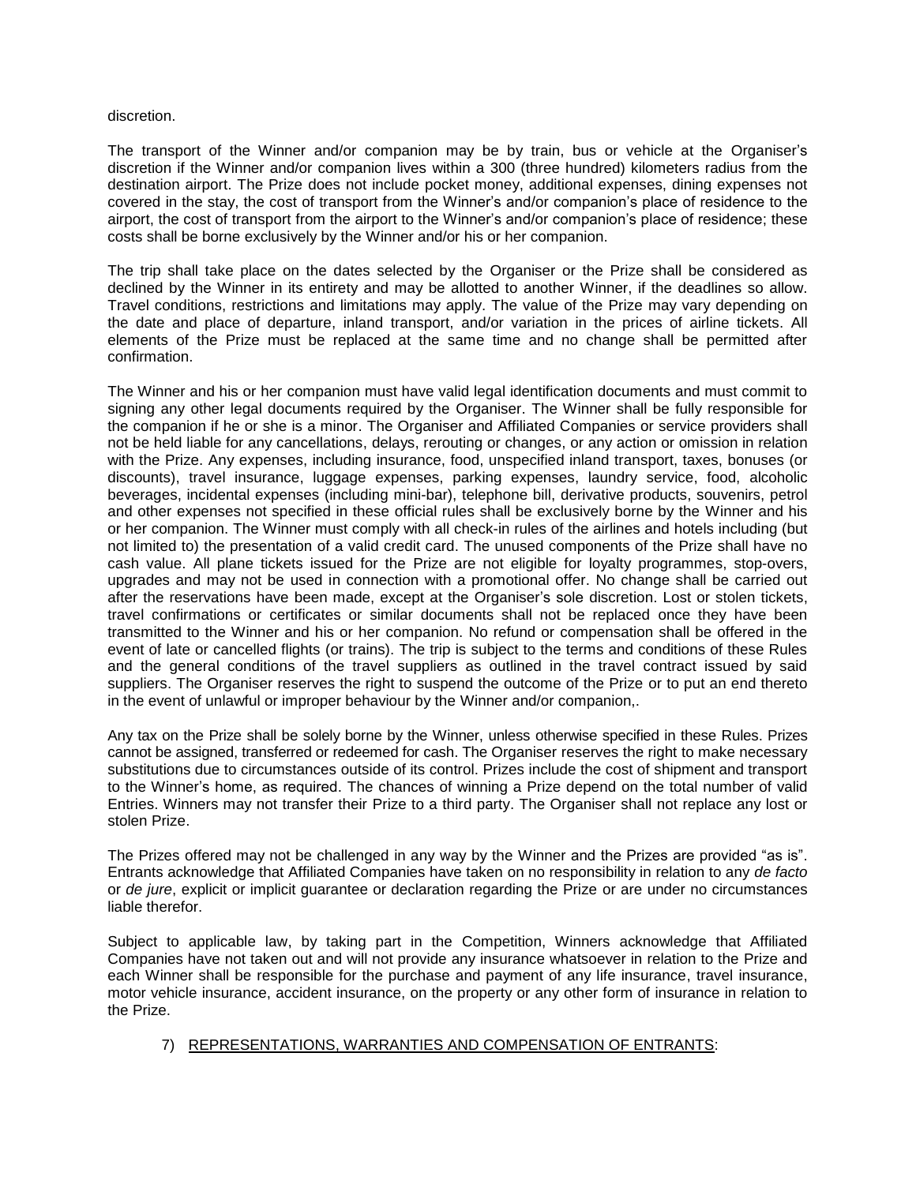discretion.

The transport of the Winner and/or companion may be by train, bus or vehicle at the Organiser's discretion if the Winner and/or companion lives within a 300 (three hundred) kilometers radius from the destination airport. The Prize does not include pocket money, additional expenses, dining expenses not covered in the stay, the cost of transport from the Winner's and/or companion's place of residence to the airport, the cost of transport from the airport to the Winner's and/or companion's place of residence; these costs shall be borne exclusively by the Winner and/or his or her companion.

The trip shall take place on the dates selected by the Organiser or the Prize shall be considered as declined by the Winner in its entirety and may be allotted to another Winner, if the deadlines so allow. Travel conditions, restrictions and limitations may apply. The value of the Prize may vary depending on the date and place of departure, inland transport, and/or variation in the prices of airline tickets. All elements of the Prize must be replaced at the same time and no change shall be permitted after confirmation.

The Winner and his or her companion must have valid legal identification documents and must commit to signing any other legal documents required by the Organiser. The Winner shall be fully responsible for the companion if he or she is a minor. The Organiser and Affiliated Companies or service providers shall not be held liable for any cancellations, delays, rerouting or changes, or any action or omission in relation with the Prize. Any expenses, including insurance, food, unspecified inland transport, taxes, bonuses (or discounts), travel insurance, luggage expenses, parking expenses, laundry service, food, alcoholic beverages, incidental expenses (including mini-bar), telephone bill, derivative products, souvenirs, petrol and other expenses not specified in these official rules shall be exclusively borne by the Winner and his or her companion. The Winner must comply with all check-in rules of the airlines and hotels including (but not limited to) the presentation of a valid credit card. The unused components of the Prize shall have no cash value. All plane tickets issued for the Prize are not eligible for loyalty programmes, stop-overs, upgrades and may not be used in connection with a promotional offer. No change shall be carried out after the reservations have been made, except at the Organiser's sole discretion. Lost or stolen tickets, travel confirmations or certificates or similar documents shall not be replaced once they have been transmitted to the Winner and his or her companion. No refund or compensation shall be offered in the event of late or cancelled flights (or trains). The trip is subject to the terms and conditions of these Rules and the general conditions of the travel suppliers as outlined in the travel contract issued by said suppliers. The Organiser reserves the right to suspend the outcome of the Prize or to put an end thereto in the event of unlawful or improper behaviour by the Winner and/or companion,.

Any tax on the Prize shall be solely borne by the Winner, unless otherwise specified in these Rules. Prizes cannot be assigned, transferred or redeemed for cash. The Organiser reserves the right to make necessary substitutions due to circumstances outside of its control. Prizes include the cost of shipment and transport to the Winner's home, as required. The chances of winning a Prize depend on the total number of valid Entries. Winners may not transfer their Prize to a third party. The Organiser shall not replace any lost or stolen Prize.

The Prizes offered may not be challenged in any way by the Winner and the Prizes are provided "as is". Entrants acknowledge that Affiliated Companies have taken on no responsibility in relation to any *de facto* or *de jure*, explicit or implicit guarantee or declaration regarding the Prize or are under no circumstances liable therefor.

Subject to applicable law, by taking part in the Competition, Winners acknowledge that Affiliated Companies have not taken out and will not provide any insurance whatsoever in relation to the Prize and each Winner shall be responsible for the purchase and payment of any life insurance, travel insurance, motor vehicle insurance, accident insurance, on the property or any other form of insurance in relation to the Prize.

7) <u>REPRESENTATIONS, WARRANTIES AND COMPENSATION OF ENTRANTS</u>: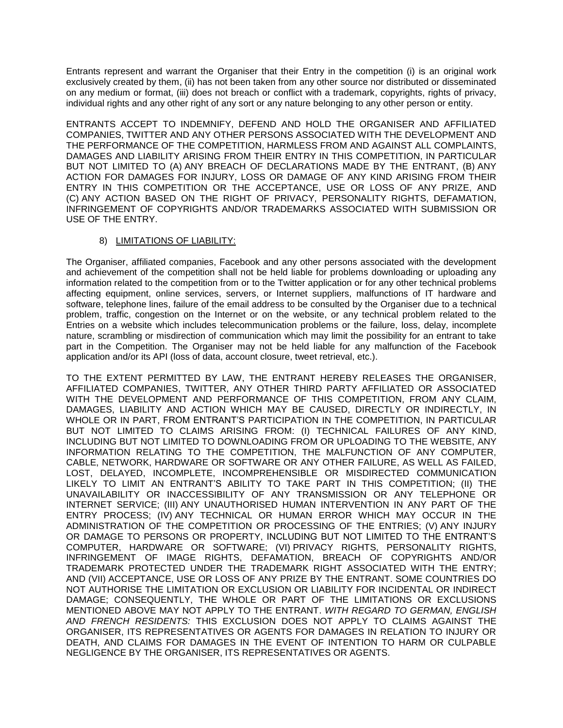Entrants represent and warrant the Organiser that their Entry in the competition (i) is an original work exclusively created by them, (ii) has not been taken from any other source nor distributed or disseminated on any medium or format, (iii) does not breach or conflict with a trademark, copyrights, rights of privacy, individual rights and any other right of any sort or any nature belonging to any other person or entity.

ENTRANTS ACCEPT TO INDEMNIFY, DEFEND AND HOLD THE ORGANISER AND AFFILIATED COMPANIES, TWITTER AND ANY OTHER PERSONS ASSOCIATED WITH THE DEVELOPMENT AND THE PERFORMANCE OF THE COMPETITION, HARMLESS FROM AND AGAINST ALL COMPLAINTS, DAMAGES AND LIABILITY ARISING FROM THEIR ENTRY IN THIS COMPETITION, IN PARTICULAR BUT NOT LIMITED TO (A) ANY BREACH OF DECLARATIONS MADE BY THE ENTRANT, (B) ANY ACTION FOR DAMAGES FOR INJURY, LOSS OR DAMAGE OF ANY KIND ARISING FROM THEIR ENTRY IN THIS COMPETITION OR THE ACCEPTANCE, USE OR LOSS OF ANY PRIZE, AND (C) ANY ACTION BASED ON THE RIGHT OF PRIVACY, PERSONALITY RIGHTS, DEFAMATION, INFRINGEMENT OF COPYRIGHTS AND/OR TRADEMARKS ASSOCIATED WITH SUBMISSION OR USE OF THE ENTRY.

8) LIMITATIONS OF LIABILITY:

The Organiser, affiliated companies, Facebook and any other persons associated with the development and achievement of the competition shall not be held liable for problems downloading or uploading any information related to the competition from or to the Twitter application or for any other technical problems affecting equipment, online services, servers, or Internet suppliers, malfunctions of IT hardware and software, telephone lines, failure of the email address to be consulted by the Organiser due to a technical problem, traffic, congestion on the Internet or on the website, or any technical problem related to the Entries on a website which includes telecommunication problems or the failure, loss, delay, incomplete nature, scrambling or misdirection of communication which may limit the possibility for an entrant to take part in the Competition. The Organiser may not be held liable for any malfunction of the Facebook application and/or its API (loss of data, account closure, tweet retrieval, etc.).

TO THE EXTENT PERMITTED BY LAW, THE ENTRANT HEREBY RELEASES THE ORGANISER, AFFILIATED COMPANIES, TWITTER, ANY OTHER THIRD PARTY AFFILIATED OR ASSOCIATED WITH THE DEVELOPMENT AND PERFORMANCE OF THIS COMPETITION, FROM ANY CLAIM, DAMAGES, LIABILITY AND ACTION WHICH MAY BE CAUSED, DIRECTLY OR INDIRECTLY, IN WHOLE OR IN PART, FROM ENTRANT'S PARTICIPATION IN THE COMPETITION, IN PARTICULAR BUT NOT LIMITED TO CLAIMS ARISING FROM: (I) TECHNICAL FAILURES OF ANY KIND, INCLUDING BUT NOT LIMITED TO DOWNLOADING FROM OR UPLOADING TO THE WEBSITE, ANY INFORMATION RELATING TO THE COMPETITION, THE MALFUNCTION OF ANY COMPUTER, CABLE, NETWORK, HARDWARE OR SOFTWARE OR ANY OTHER FAILURE, AS WELL AS FAILED, LOST, DELAYED, INCOMPLETE, INCOMPREHENSIBLE OR MISDIRECTED COMMUNICATION LIKELY TO LIMIT AN ENTRANT'S ABILITY TO TAKE PART IN THIS COMPETITION; (II) THE UNAVAILABILITY OR INACCESSIBILITY OF ANY TRANSMISSION OR ANY TELEPHONE OR INTERNET SERVICE; (III) ANY UNAUTHORISED HUMAN INTERVENTION IN ANY PART OF THE ENTRY PROCESS; (IV) ANY TECHNICAL OR HUMAN ERROR WHICH MAY OCCUR IN THE ADMINISTRATION OF THE COMPETITION OR PROCESSING OF THE ENTRIES; (V) ANY INJURY OR DAMAGE TO PERSONS OR PROPERTY, INCLUDING BUT NOT LIMITED TO THE ENTRANT'S COMPUTER, HARDWARE OR SOFTWARE; (VI) PRIVACY RIGHTS, PERSONALITY RIGHTS, INFRINGEMENT OF IMAGE RIGHTS, DEFAMATION, BREACH OF COPYRIGHTS AND/OR TRADEMARK PROTECTED UNDER THE TRADEMARK RIGHT ASSOCIATED WITH THE ENTRY; AND (VII) ACCEPTANCE, USE OR LOSS OF ANY PRIZE BY THE ENTRANT. SOME COUNTRIES DO NOT AUTHORISE THE LIMITATION OR EXCLUSION OR LIABILITY FOR INCIDENTAL OR INDIRECT DAMAGE; CONSEQUENTLY, THE WHOLE OR PART OF THE LIMITATIONS OR EXCLUSIONS MENTIONED ABOVE MAY NOT APPLY TO THE ENTRANT. *WITH REGARD TO GERMAN, ENGLISH AND FRENCH RESIDENTS:* THIS EXCLUSION DOES NOT APPLY TO CLAIMS AGAINST THE ORGANISER, ITS REPRESENTATIVES OR AGENTS FOR DAMAGES IN RELATION TO INJURY OR DEATH, AND CLAIMS FOR DAMAGES IN THE EVENT OF INTENTION TO HARM OR CULPABLE NEGLIGENCE BY THE ORGANISER, ITS REPRESENTATIVES OR AGENTS.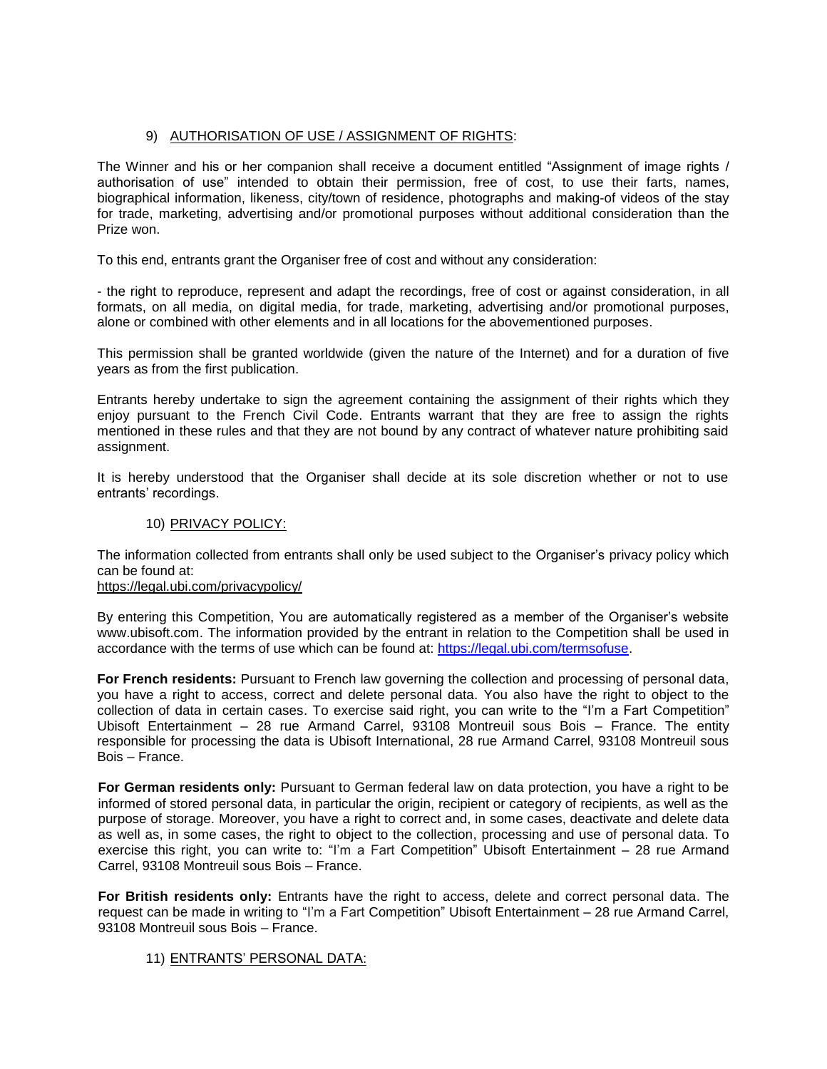9) AUTHORISATION OF USE / ASSIGNMENT OF RIGHTS:

The Winner and his or her companion shall receive a document entitled "Assignment of image rights / authorisation of use" intended to obtain their permission, free of cost, to use their farts, names, biographical information, likeness, city/town of residence, photographs and making-of videos of the stay for trade, marketing, advertising and/or promotional purposes without additional consideration than the Prize won.

To this end, entrants grant the Organiser free of cost and without any consideration:

- the right to reproduce, represent and adapt the recordings, free of cost or against consideration, in all formats, on all media, on digital media, for trade, marketing, advertising and/or promotional purposes, alone or combined with other elements and in all locations for the abovementioned purposes.

This permission shall be granted worldwide (given the nature of the Internet) and for a duration of five years as from the first publication.

Entrants hereby undertake to sign the agreement containing the assignment of their rights which they enjoy pursuant to the French Civil Code. Entrants warrant that they are free to assign the rights mentioned in these rules and that they are not bound by any contract of whatever nature prohibiting said assignment.

It is hereby understood that the Organiser shall decide at its sole discretion whether or not to use entrants' recordings.

10) PRIVACY POLICY:

The information collected from entrants shall only be used subject to the Organiser's privacy policy which can be found at:
https://legal.ubi.com/privacypolicy/

By entering this Competition, You are automatically registered as a member of the Organiser's website www.ubisoft.com. The information provided by the entrant in relation to the Competition shall be used in accordance with the terms of use which can be found at: https://legal.ubi.com/termsofuse.

**For French residents:** Pursuant to French law governing the collection and processing of personal data, you have a right to access, correct and delete personal data. You also have the right to object to the collection of data in certain cases. To exercise said right, you can write to the "I'm a Fart Competition" Ubisoft Entertainment – 28 rue Armand Carrel, 93108 Montreuil sous Bois – France. The entity responsible for processing the data is Ubisoft International, 28 rue Armand Carrel, 93108 Montreuil sous Bois – France.

**For German residents only:** Pursuant to German federal law on data protection, you have a right to be informed of stored personal data, in particular the origin, recipient or category of recipients, as well as the purpose of storage. Moreover, you have a right to correct and, in some cases, deactivate and delete data as well as, in some cases, the right to object to the collection, processing and use of personal data. To exercise this right, you can write to: "I'm a Fart Competition" Ubisoft Entertainment – 28 rue Armand Carrel, 93108 Montreuil sous Bois – France.

**For British residents only:** Entrants have the right to access, delete and correct personal data. The request can be made in writing to "I'm a Fart Competition" Ubisoft Entertainment – 28 rue Armand Carrel, 93108 Montreuil sous Bois – France.

11) ENTRANTS' PERSONAL DATA: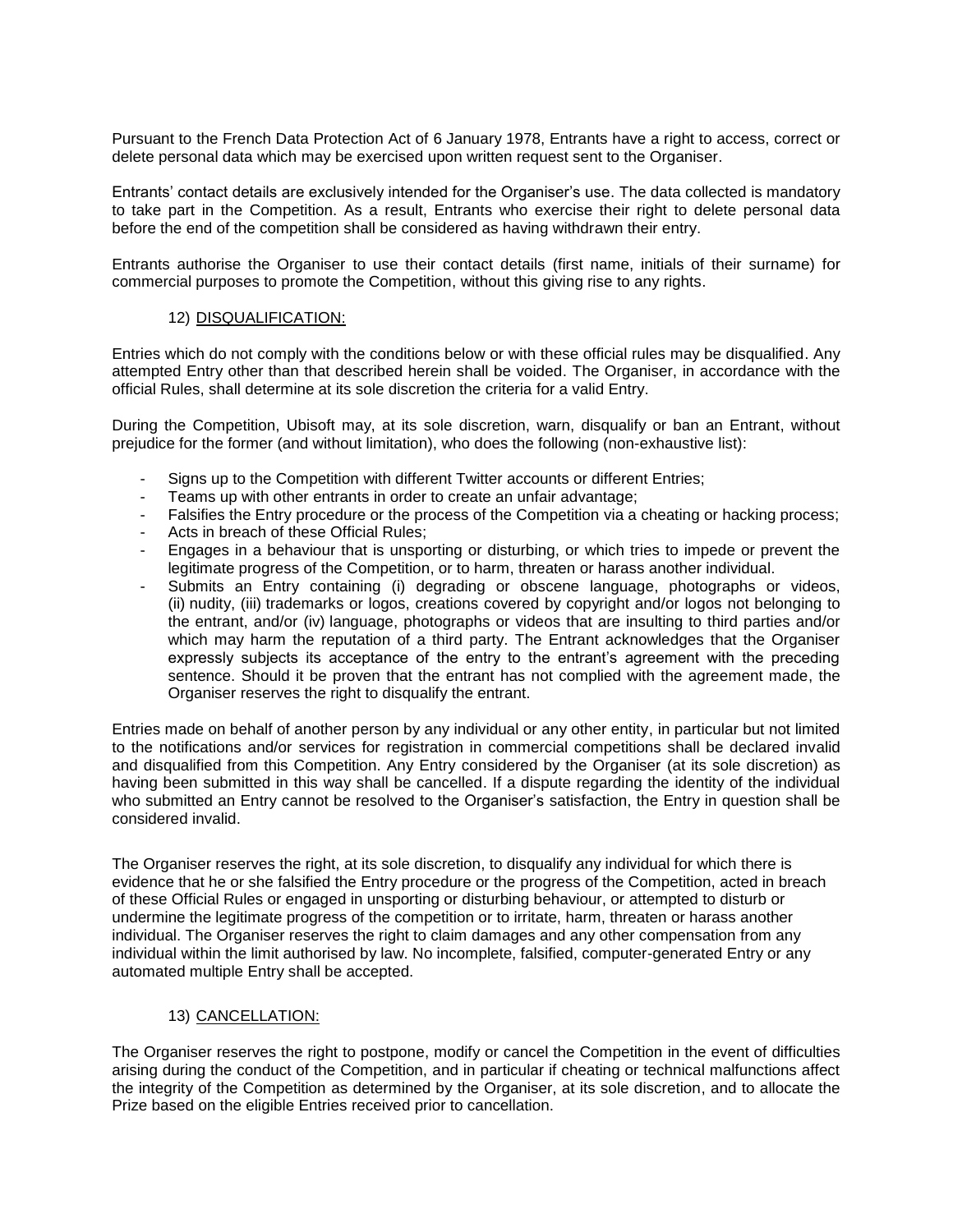Pursuant to the French Data Protection Act of 6 January 1978, Entrants have a right to access, correct or delete personal data which may be exercised upon written request sent to the Organiser.

Entrants' contact details are exclusively intended for the Organiser's use. The data collected is mandatory to take part in the Competition. As a result, Entrants who exercise their right to delete personal data before the end of the competition shall be considered as having withdrawn their entry.

Entrants authorise the Organiser to use their contact details (first name, initials of their surname) for commercial purposes to promote the Competition, without this giving rise to any rights.

## 12) DISQUALIFICATION:

Entries which do not comply with the conditions below or with these official rules may be disqualified. Any attempted Entry other than that described herein shall be voided. The Organiser, in accordance with the official Rules, shall determine at its sole discretion the criteria for a valid Entry.

During the Competition, Ubisoft may, at its sole discretion, warn, disqualify or ban an Entrant, without prejudice for the former (and without limitation), who does the following (non-exhaustive list):

- Signs up to the Competition with different Twitter accounts or different Entries;
- Teams up with other entrants in order to create an unfair advantage;
- Falsifies the Entry procedure or the process of the Competition via a cheating or hacking process;
- Acts in breach of these Official Rules;
- Engages in a behaviour that is unsporting or disturbing, or which tries to impede or prevent the legitimate progress of the Competition, or to harm, threaten or harass another individual.
- Submits an Entry containing (i) degrading or obscene language, photographs or videos, (ii) nudity, (iii) trademarks or logos, creations covered by copyright and/or logos not belonging to the entrant, and/or (iv) language, photographs or videos that are insulting to third parties and/or which may harm the reputation of a third party. The Entrant acknowledges that the Organiser expressly subjects its acceptance of the entry to the entrant's agreement with the preceding sentence. Should it be proven that the entrant has not complied with the agreement made, the Organiser reserves the right to disqualify the entrant.

Entries made on behalf of another person by any individual or any other entity, in particular but not limited to the notifications and/or services for registration in commercial competitions shall be declared invalid and disqualified from this Competition. Any Entry considered by the Organiser (at its sole discretion) as having been submitted in this way shall be cancelled. If a dispute regarding the identity of the individual who submitted an Entry cannot be resolved to the Organiser's satisfaction, the Entry in question shall be considered invalid.

The Organiser reserves the right, at its sole discretion, to disqualify any individual for which there is evidence that he or she falsified the Entry procedure or the progress of the Competition, acted in breach of these Official Rules or engaged in unsporting or disturbing behaviour, or attempted to disturb or undermine the legitimate progress of the competition or to irritate, harm, threaten or harass another individual. The Organiser reserves the right to claim damages and any other compensation from any individual within the limit authorised by law. No incomplete, falsified, computer-generated Entry or any automated multiple Entry shall be accepted.

## 13) CANCELLATION:

The Organiser reserves the right to postpone, modify or cancel the Competition in the event of difficulties arising during the conduct of the Competition, and in particular if cheating or technical malfunctions affect the integrity of the Competition as determined by the Organiser, at its sole discretion, and to allocate the Prize based on the eligible Entries received prior to cancellation.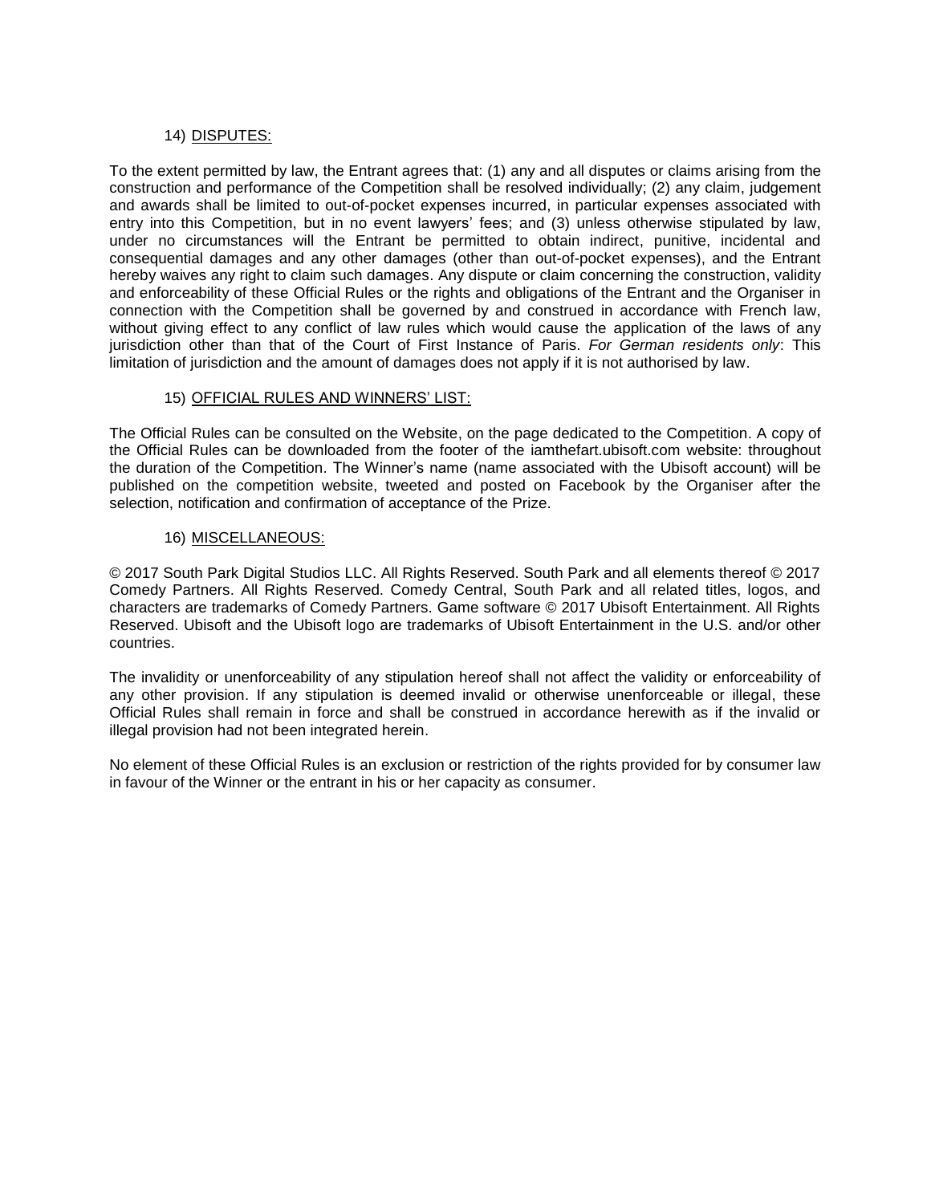14) <u>DISPUTES:</u>

To the extent permitted by law, the Entrant agrees that: (1) any and all disputes or claims arising from the construction and performance of the Competition shall be resolved individually; (2) any claim, judgement and awards shall be limited to out-of-pocket expenses incurred, in particular expenses associated with entry into this Competition, but in no event lawyers' fees; and (3) unless otherwise stipulated by law, under no circumstances will the Entrant be permitted to obtain indirect, punitive, incidental and consequential damages and any other damages (other than out-of-pocket expenses), and the Entrant hereby waives any right to claim such damages. Any dispute or claim concerning the construction, validity and enforceability of these Official Rules or the rights and obligations of the Entrant and the Organiser in connection with the Competition shall be governed by and construed in accordance with French law, without giving effect to any conflict of law rules which would cause the application of the laws of any jurisdiction other than that of the Court of First Instance of Paris. *For German residents only*: This limitation of jurisdiction and the amount of damages does not apply if it is not authorised by law.

15) <u>OFFICIAL RULES AND WINNERS' LIST:</u>

The Official Rules can be consulted on the Website, on the page dedicated to the Competition. A copy of the Official Rules can be downloaded from the footer of the iamthefart.ubisoft.com website: throughout the duration of the Competition. The Winner's name (name associated with the Ubisoft account) will be published on the competition website, tweeted and posted on Facebook by the Organiser after the selection, notification and confirmation of acceptance of the Prize.

16) <u>MISCELLANEOUS:</u>

© 2017 South Park Digital Studios LLC. All Rights Reserved. South Park and all elements thereof © 2017 Comedy Partners. All Rights Reserved. Comedy Central, South Park and all related titles, logos, and characters are trademarks of Comedy Partners. Game software © 2017 Ubisoft Entertainment. All Rights Reserved. Ubisoft and the Ubisoft logo are trademarks of Ubisoft Entertainment in the U.S. and/or other countries.

The invalidity or unenforceability of any stipulation hereof shall not affect the validity or enforceability of any other provision. If any stipulation is deemed invalid or otherwise unenforceable or illegal, these Official Rules shall remain in force and shall be construed in accordance herewith as if the invalid or illegal provision had not been integrated herein.

No element of these Official Rules is an exclusion or restriction of the rights provided for by consumer law in favour of the Winner or the entrant in his or her capacity as consumer.